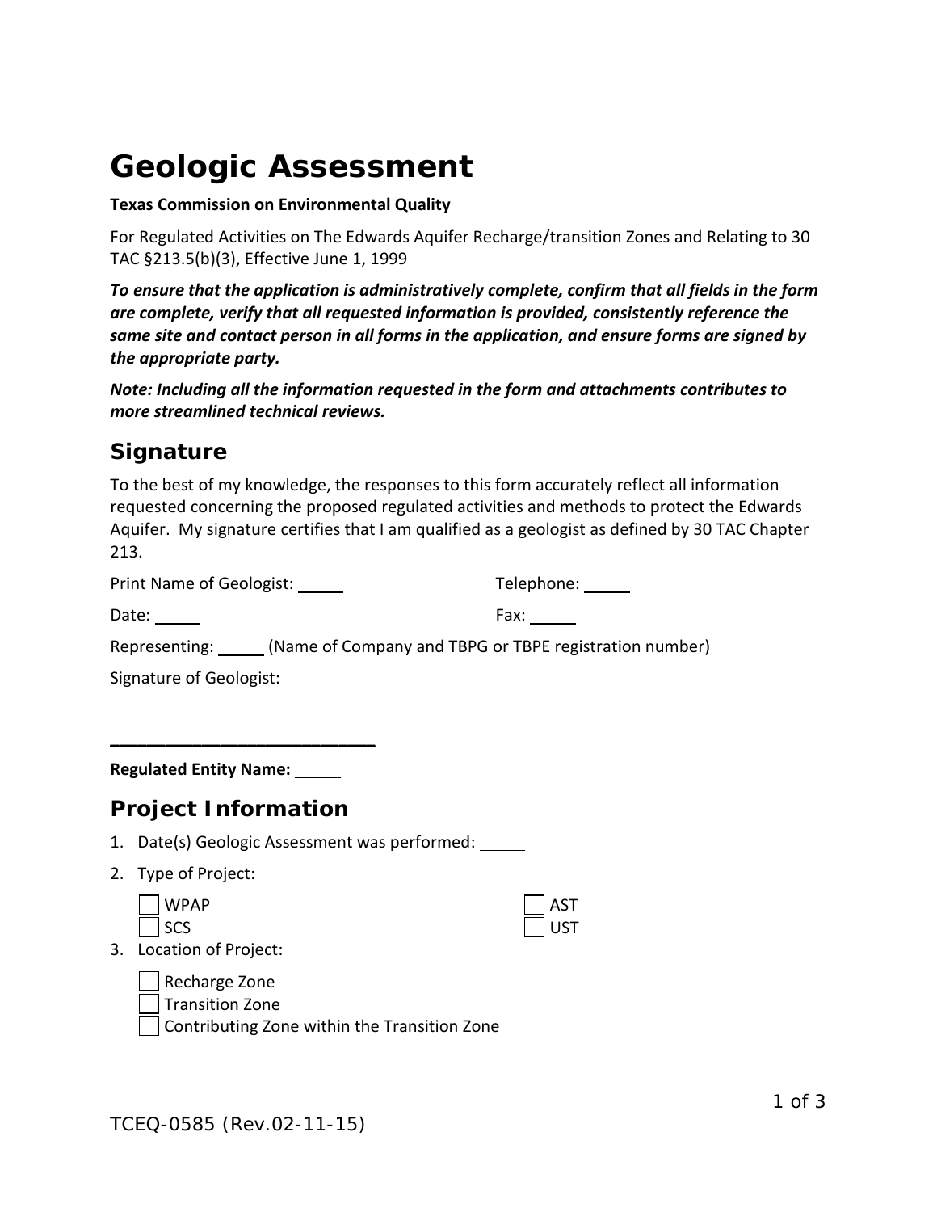# Geologic Assessment

**Texas Commission on Environmental Quality**

For Regulated Activities on The Edwards Aquifer Recharge/transition Zones and Relating to 30 TAC §213.5(b)(3), Effective June 1, 1999

***To ensure that the application is administratively complete, confirm that all fields in the form are complete, verify that all requested information is provided, consistently reference the same site and contact person in all forms in the application, and ensure forms are signed by the appropriate party.***

***Note: Including all the information requested in the form and attachments contributes to more streamlined technical reviews.***

## Signature

To the best of my knowledge, the responses to this form accurately reflect all information requested concerning the proposed regulated activities and methods to protect the Edwards Aquifer. My signature certifies that I am qualified as a geologist as defined by 30 TAC Chapter 213.

Print Name of Geologist: _____

Telephone: _____

Date: _____

Fax: _____

Representing: _____ (Name of Company and TBPG or TBPE registration number)

Signature of Geologist:

_____________________________

**Regulated Entity Name:** _____

## Project Information

1. Date(s) Geologic Assessment was performed: _____
2. Type of Project:

   ☐ WPAP
   ☐ SCS
   ☐ AST
   ☐ UST

3. Location of Project:

   ☐ Recharge Zone
   ☐ Transition Zone
   ☐ Contributing Zone within the Transition Zone

TCEQ-0585 (Rev.02-11-15)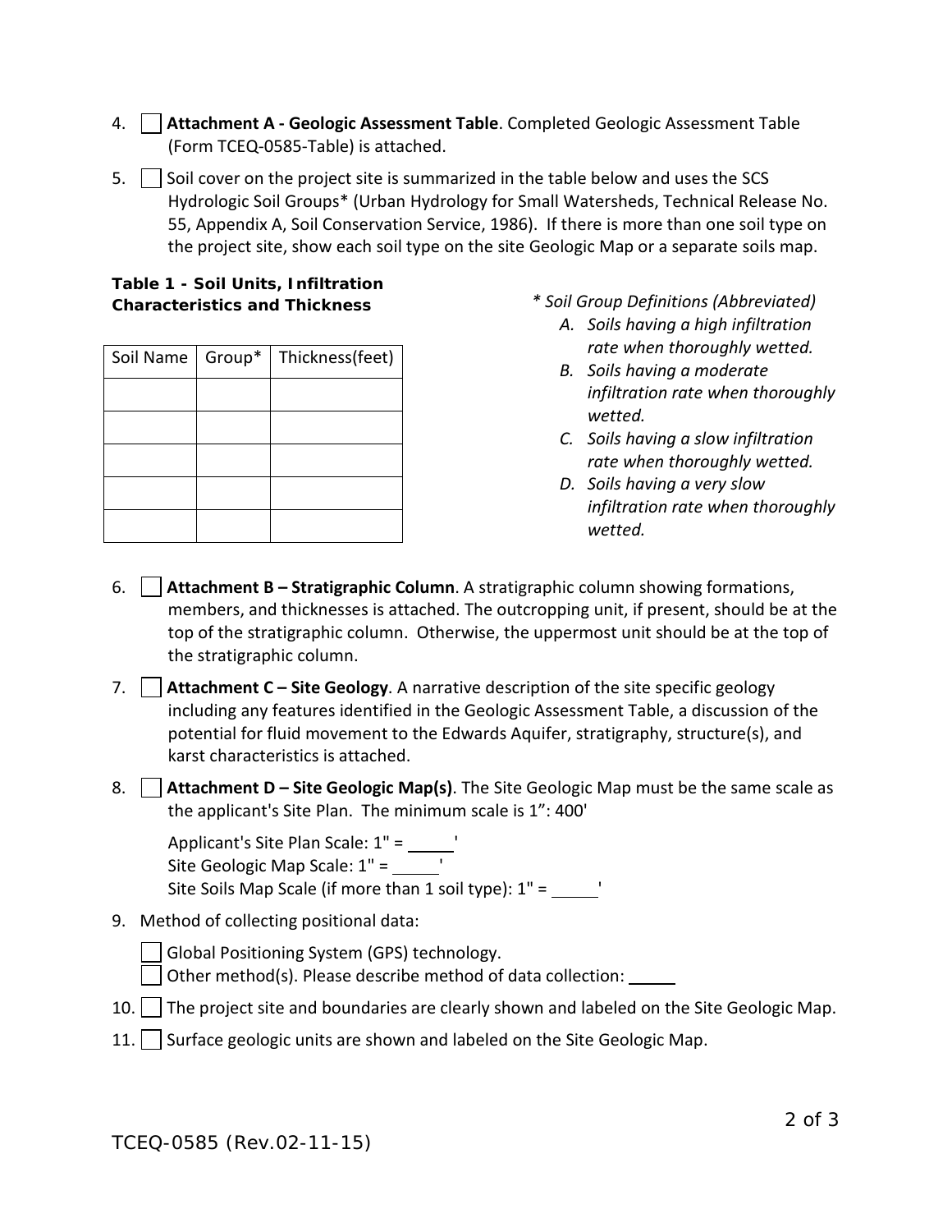4. ☐ **Attachment A - Geologic Assessment Table**. Completed Geologic Assessment Table (Form TCEQ-0585-Table) is attached.

5. ☐ Soil cover on the project site is summarized in the table below and uses the SCS Hydrologic Soil Groups* (Urban Hydrology for Small Watersheds, Technical Release No. 55, Appendix A, Soil Conservation Service, 1986). If there is more than one soil type on the project site, show each soil type on the site Geologic Map or a separate soils map.

**Table 1 - Soil Units, Infiltration Characteristics and Thickness**

| Soil Name | Group* | Thickness(feet) |
| --- | --- | --- |
| | | |
| | | |
| | | |
| | | |
| | | |

*\* Soil Group Definitions (Abbreviated)*

*A. Soils having a high infiltration rate when thoroughly wetted.*
*B. Soils having a moderate infiltration rate when thoroughly wetted.*
*C. Soils having a slow infiltration rate when thoroughly wetted.*
*D. Soils having a very slow infiltration rate when thoroughly wetted.*

6. ☐ **Attachment B – Stratigraphic Column**. A stratigraphic column showing formations, members, and thicknesses is attached. The outcropping unit, if present, should be at the top of the stratigraphic column. Otherwise, the uppermost unit should be at the top of the stratigraphic column.

7. ☐ **Attachment C – Site Geology**. A narrative description of the site specific geology including any features identified in the Geologic Assessment Table, a discussion of the potential for fluid movement to the Edwards Aquifer, stratigraphy, structure(s), and karst characteristics is attached.

8. ☐ **Attachment D – Site Geologic Map(s)**. The Site Geologic Map must be the same scale as the applicant's Site Plan. The minimum scale is 1”: 400'

   Applicant's Site Plan Scale: 1" = _____'
   Site Geologic Map Scale: 1" = _____'
   Site Soils Map Scale (if more than 1 soil type): 1" = _____'

9. Method of collecting positional data:

   ☐ Global Positioning System (GPS) technology.
   ☐ Other method(s). Please describe method of data collection: _____

10. ☐ The project site and boundaries are clearly shown and labeled on the Site Geologic Map.

11. ☐ Surface geologic units are shown and labeled on the Site Geologic Map.

TCEQ-0585 (Rev.02-11-15)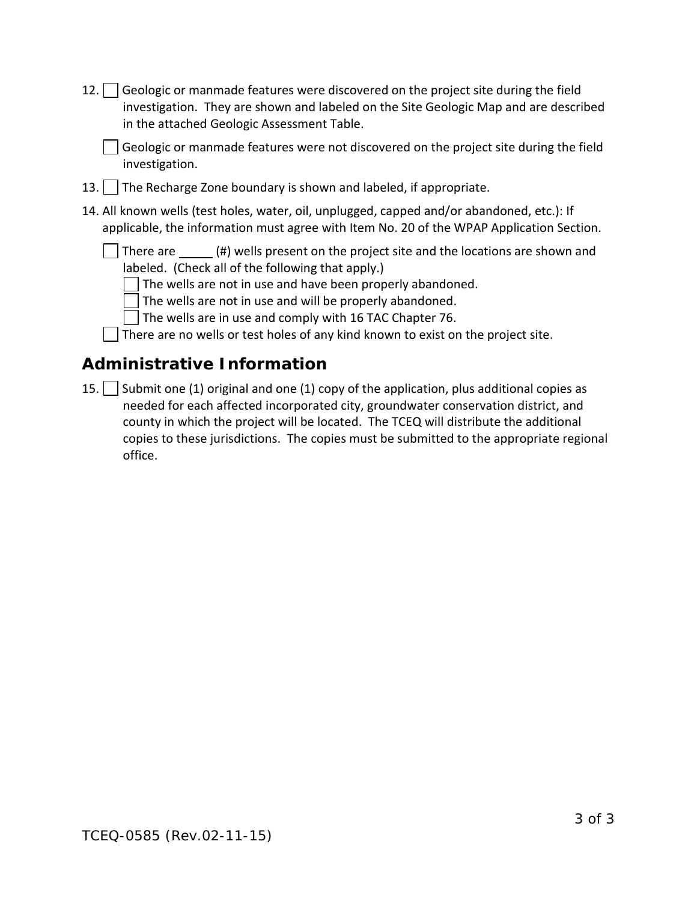12. ☐ Geologic or manmade features were discovered on the project site during the field investigation. They are shown and labeled on the Site Geologic Map and are described in the attached Geologic Assessment Table.

    ☐ Geologic or manmade features were not discovered on the project site during the field investigation.

13. ☐ The Recharge Zone boundary is shown and labeled, if appropriate.

14. All known wells (test holes, water, oil, unplugged, capped and/or abandoned, etc.): If applicable, the information must agree with Item No. 20 of the WPAP Application Section.

    ☐ There are _____ (#) wells present on the project site and the locations are shown and labeled. (Check all of the following that apply.)

    ☐ The wells are not in use and have been properly abandoned.
    
    ☐ The wells are not in use and will be properly abandoned.
    
    ☐ The wells are in use and comply with 16 TAC Chapter 76.

    ☐ There are no wells or test holes of any kind known to exist on the project site.

## Administrative Information

15. ☐ Submit one (1) original and one (1) copy of the application, plus additional copies as needed for each affected incorporated city, groundwater conservation district, and county in which the project will be located. The TCEQ will distribute the additional copies to these jurisdictions. The copies must be submitted to the appropriate regional office.

TCEQ-0585 (Rev.02-11-15)